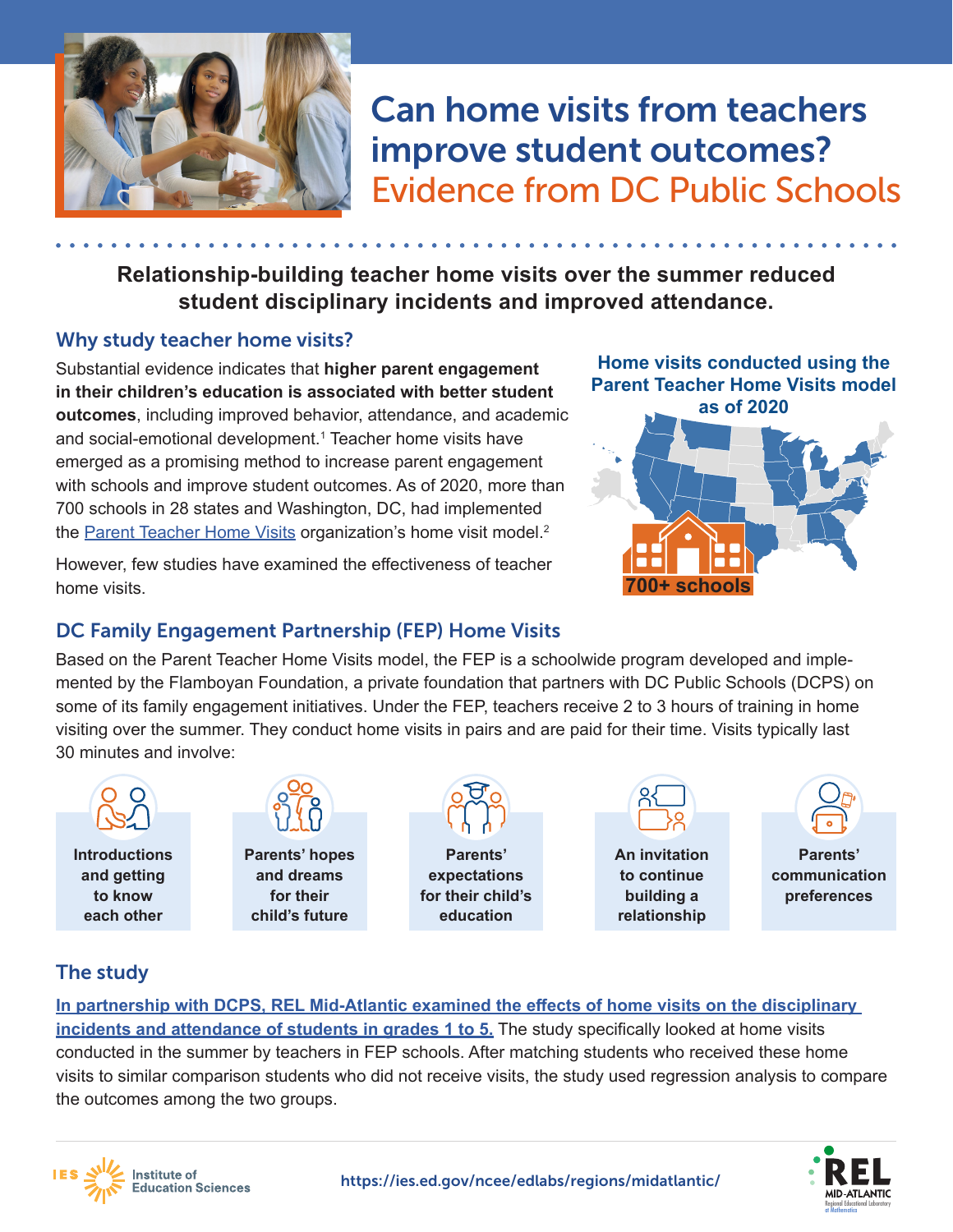# Can home visits from teachers improve student outcomes? Evidence from DC Public Schools

**Relationship-building teacher home visits over the summer reduced student disciplinary incidents and improved attendance.**

## Why study teacher home visits?

Substantial evidence indicates that **higher parent engagement in their children's education is associated with better student outcomes**, including improved behavior, attendance, and academic and social-emotional development.[1] Teacher home visits have emerged as a promising method to increase parent engagement with schools and improve student outcomes. As of 2020, more than 700 schools in 28 states and Washington, DC, had implemented the Parent Teacher Home Visits organization's home visit model.[2]

However, few studies have examined the effectiveness of teacher home visits.

**Home visits conducted using the Parent Teacher Home Visits model as of 2020**

**700+ schools**

## DC Family Engagement Partnership (FEP) Home Visits

Based on the Parent Teacher Home Visits model, the FEP is a schoolwide program developed and implemented by the Flamboyan Foundation, a private foundation that partners with DC Public Schools (DCPS) on some of its family engagement initiatives. Under the FEP, teachers receive 2 to 3 hours of training in home visiting over the summer. They conduct home visits in pairs and are paid for their time. Visits typically last 30 minutes and involve:

- **Introductions and getting to know each other**
- **Parents' hopes and dreams for their child's future**
- **Parents' expectations for their child's education**
- **An invitation to continue building a relationship**
- **Parents' communication preferences**

## The study

**In partnership with DCPS, REL Mid-Atlantic examined the effects of home visits on the disciplinary incidents and attendance of students in grades 1 to 5.** The study specifically looked at home visits conducted in the summer by teachers in FEP schools. After matching students who received these home visits to similar comparison students who did not receive visits, the study used regression analysis to compare the outcomes among the two groups.

IES Institute of Education Sciences https://ies.ed.gov/ncee/edlabs/regions/midatlantic/ REL MID-ATLANTIC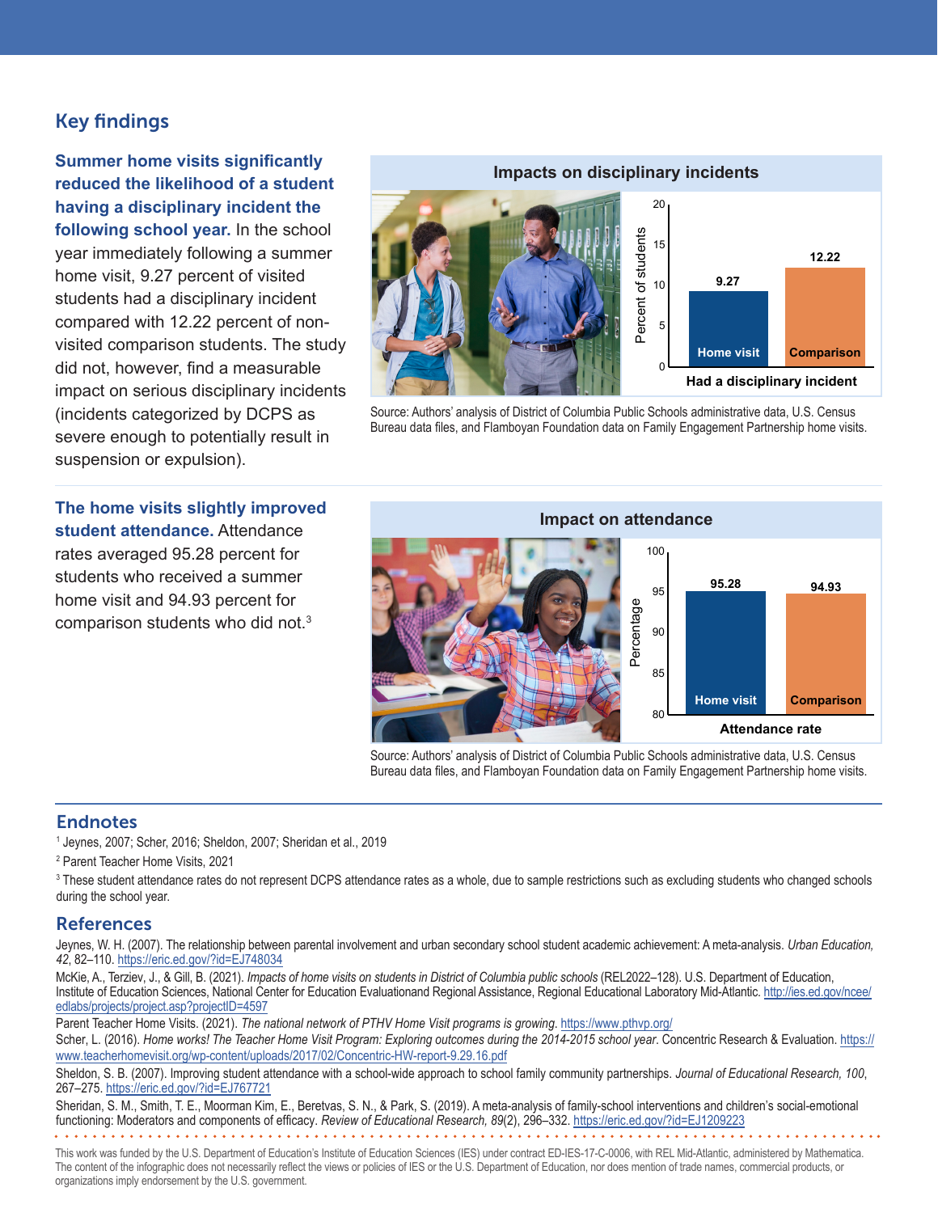## Key findings

**Summer home visits significantly reduced the likelihood of a student having a disciplinary incident the following school year.** In the school year immediately following a summer home visit, 9.27 percent of visited students had a disciplinary incident compared with 12.22 percent of non-visited comparison students. The study did not, however, find a measurable impact on serious disciplinary incidents (incidents categorized by DCPS as severe enough to potentially result in suspension or expulsion).

**Impacts on disciplinary incidents**

Percent of students

20

15

10

5

0

9.27

12.22

Home visit

Comparison

Had a disciplinary incident

Source: Authors' analysis of District of Columbia Public Schools administrative data, U.S. Census Bureau data files, and Flamboyan Foundation data on Family Engagement Partnership home visits.

**The home visits slightly improved student attendance.** Attendance rates averaged 95.28 percent for students who received a summer home visit and 94.93 percent for comparison students who did not.[3]

**Impact on attendance**

Percentage

100

95

90

85

80

95.28

94.93

Home visit

Comparison

Attendance rate

Source: Authors' analysis of District of Columbia Public Schools administrative data, U.S. Census Bureau data files, and Flamboyan Foundation data on Family Engagement Partnership home visits.

## Endnotes

[1] Jeynes, 2007; Scher, 2016; Sheldon, 2007; Sheridan et al., 2019

[2] Parent Teacher Home Visits, 2021

[3] These student attendance rates do not represent DCPS attendance rates as a whole, due to sample restrictions such as excluding students who changed schools during the school year.

## References

Jeynes, W. H. (2007). The relationship between parental involvement and urban secondary school student academic achievement: A meta-analysis. *Urban Education, 42*, 82–110. https://eric.ed.gov/?id=EJ748034

McKie, A., Terziev, J., & Gill, B. (2021). *Impacts of home visits on students in District of Columbia public schools* (REL2022–128). U.S. Department of Education, Institute of Education Sciences, National Center for Education Evaluationand Regional Assistance, Regional Educational Laboratory Mid-Atlantic. http://ies.ed.gov/ncee/edlabs/projects/project.asp?projectID=4597

Parent Teacher Home Visits. (2021). *The national network of PTHV Home Visit programs is growing*. https://www.pthvp.org/

Scher, L. (2016). *Home works! The Teacher Home Visit Program: Exploring outcomes during the 2014-2015 school year.* Concentric Research & Evaluation. https://www.teacherhomevisit.org/wp-content/uploads/2017/02/Concentric-HW-report-9.29.16.pdf

Sheldon, S. B. (2007). Improving student attendance with a school-wide approach to school family community partnerships. *Journal of Educational Research, 100*, 267–275. https://eric.ed.gov/?id=EJ767721

Sheridan, S. M., Smith, T. E., Moorman Kim, E., Beretvas, S. N., & Park, S. (2019). A meta-analysis of family-school interventions and children's social-emotional functioning: Moderators and components of efficacy. *Review of Educational Research, 89*(2), 296–332. https://eric.ed.gov/?id=EJ1209223

This work was funded by the U.S. Department of Education's Institute of Education Sciences (IES) under contract ED-IES-17-C-0006, with REL Mid-Atlantic, administered by Mathematica. The content of the infographic does not necessarily reflect the views or policies of IES or the U.S. Department of Education, nor does mention of trade names, commercial products, or organizations imply endorsement by the U.S. government.